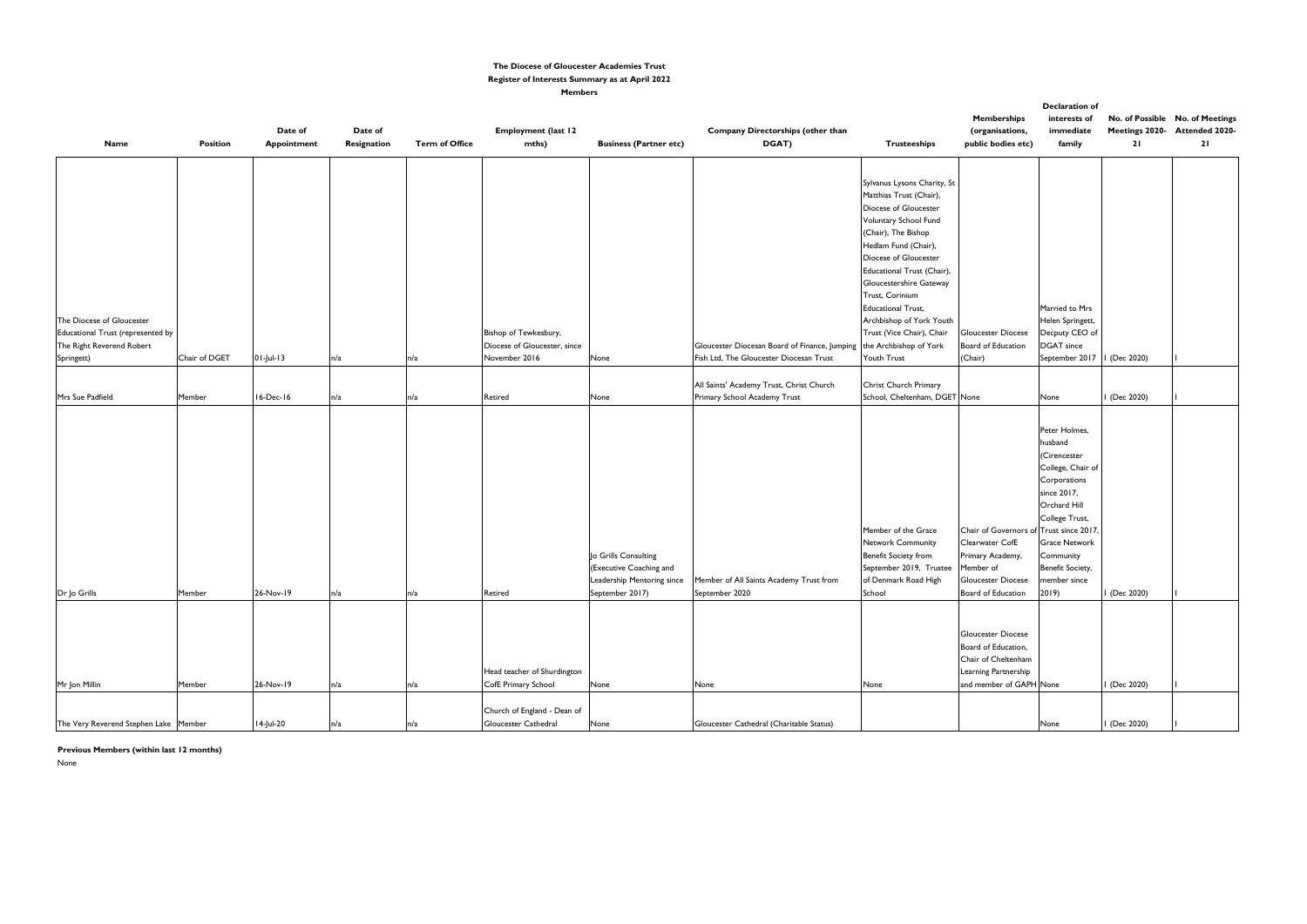**The Diocese of Gloucester Academies Trust**

**Register of Interests Summary as at April 2022**

**Members**

| Name | Position | Date of Appointment | Date of Resignation | Term of Office | Employment (last 12 mths) | Business (Partner etc) | Company Directorships (other than DGAT) | Trusteeships | Memberships (organisations, public bodies etc) | Declaration of interests of immediate family | No. of Possible Meetings 2020-21 | No. of Meetings Attended 2020-21 |
|---|---|---|---|---|---|---|---|---|---|---|---|---|
| The Diocese of Gloucester Educational Trust (represented by The Right Reverend Robert Springett) | Chair of DGET | 01-Jul-13 | n/a | n/a | Bishop of Tewkesbury, Diocese of Gloucester, since November 2016 | None | Gloucester Diocesan Board of Finance, Jumping Fish Ltd, The Gloucester Diocesan Trust | Sylvanus Lysons Charity, St Matthias Trust (Chair), Diocese of Gloucester Voluntary School Fund (Chair), The Bishop Hedlam Fund (Chair), Diocese of Gloucester Educational Trust (Chair), Gloucestershire Gateway Trust, Corinium Educational Trust, Archbishop of York Youth Trust (Vice Chair), Chair the Archbishop of York Youth Trust | Gloucester Diocese Board of Education (Chair) | Married to Mrs Helen Springett, Decputy CEO of DGAT since September 2017 | 1 (Dec 2020) | 1 |
| Mrs Sue Padfield | Member | 16-Dec-16 | n/a | n/a | Retired | None | All Saints' Academy Trust, Christ Church Primary School Academy Trust | Christ Church Primary School, Cheltenham, DGET | None | None | 1 (Dec 2020) | 1 |
| Dr Jo Grills | Member | 26-Nov-19 | n/a | n/a | Retired | Jo Grills Consulting (Executive Coaching and Leadership Mentoring since September 2017) | Member of All Saints Academy Trust from September 2020 | Member of the Grace Network Community Benefit Society from September 2019, Trustee of Denmark Road High School | Chair of Governors of Clearwater CofE Primary Academy, Member of Gloucester Diocese Board of Education | Peter Holmes, husband (Cirencester College, Chair of Corporations since 2017, Orchard Hill College Trust, Trust since 2017, Grace Network Community Benefit Society, member since 2019) | 1 (Dec 2020) | 1 |
| Mr Jon Millin | Member | 26-Nov-19 | n/a | n/a | Head teacher of Shurdington CofE Primary School | None | None | None | Gloucester Diocese Board of Education, Chair of Cheltenham Learning Partnership and member of GAPH | None | 1 (Dec 2020) | 1 |
| The Very Reverend Stephen Lake | Member | 14-Jul-20 | n/a | n/a | Church of England - Dean of Gloucester Cathedral | None | Gloucester Cathedral (Charitable Status) | | | None | 1 (Dec 2020) | 1 |

**Previous Members (within last 12 months)**

None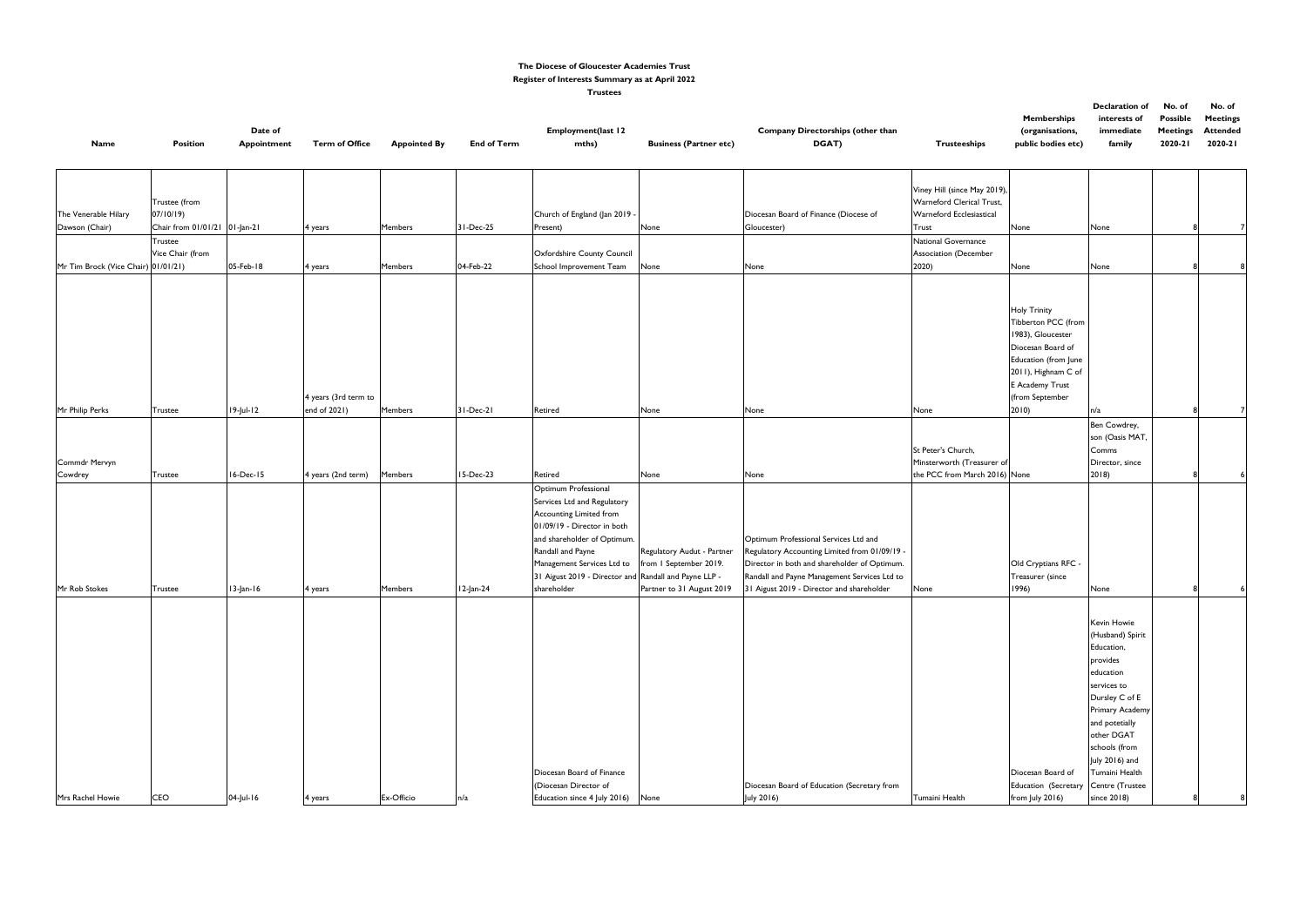**The Diocese of Gloucester Academies Trust**

**Register of Interests Summary as at April 2022**

**Trustees**

| Name | Position | Date of Appointment | Term of Office | Appointed By | End of Term | Employment(last 12 mths) | Business (Partner etc) | Company Directorships (other than DGAT) | Trusteeships | Memberships (organisations, public bodies etc) | Declaration of interests of immediate family | No. of Possible Meetings 2020-21 | No. of Meetings Attended 2020-21 |
|---|---|---|---|---|---|---|---|---|---|---|---|---|---|
| The Venerable Hilary Dawson (Chair) | Trustee (from 07/10/19) Chair from 01/01/21 | 01-Jan-21 | 4 years | Members | 31-Dec-25 | Church of England (Jan 2019 - Present) | None | Diocesan Board of Finance (Diocese of Gloucester) | Viney Hill (since May 2019), Warneford Clerical Trust, Warneford Ecclesiastical Trust | None | None | 8 | 7 |
| Mr Tim Brock (Vice Chair) | Trustee Vice Chair (from 01/01/21) | 05-Feb-18 | 4 years | Members | 04-Feb-22 | Oxfordshire County Council School Improvement Team | None | None | National Governance Association (December 2020) | None | None | 8 | 8 |
| Mr Philip Perks | Trustee | 19-Jul-12 | 4 years (3rd term to end of 2021) | Members | 31-Dec-21 | Retired | None | None | None | Holy Trinity Tibberton PCC (from 1983), Gloucester Diocesan Board of Education (from June 2011), Highnam C of E Academy Trust (from September 2010) | n/a | 8 | 7 |
| Commdr Mervyn Cowdrey | Trustee | 16-Dec-15 | 4 years (2nd term) | Members | 15-Dec-23 | Retired | None | None | St Peter's Church, Minsterworth (Treasurer of the PCC from March 2016) | None | Ben Cowdrey, son (Oasis MAT, Comms Director, since 2018) | 8 | 6 |
| Mr Rob Stokes | Trustee | 13-Jan-16 | 4 years | Members | 12-Jan-24 | Optimum Professional Services Ltd and Regulatory Accounting Limited from 01/09/19 - Director in both and shareholder of Optimum. Randall and Payne Management Services Ltd to 31 Aigust 2019 - Director and shareholder | Regulatory Audut - Partner from 1 September 2019. Randall and Payne LLP - Partner to 31 August 2019 | Optimum Professional Services Ltd and Regulatory Accounting Limited from 01/09/19 - Director in both and shareholder of Optimum. Randall and Payne Management Services Ltd to 31 Aigust 2019 - Director and shareholder | None | Old Cryptians RFC - Treasurer (since 1996) | None | 8 | 6 |
| Mrs Rachel Howie | CEO | 04-Jul-16 | 4 years | Ex-Officio | n/a | Diocesan Board of Finance (Diocesan Director of Education since 4 July 2016) | None | Diocesan Board of Education (Secretary from July 2016) | Tumaini Health | Diocesan Board of Education (Secretary from July 2016) | Kevin Howie (Husband) Spirit Education, provides education services to Dursley C of E Primary Academy and potetially other DGAT schools (from July 2016) and Tumaini Health Centre (Trustee since 2018) | 8 | 8 |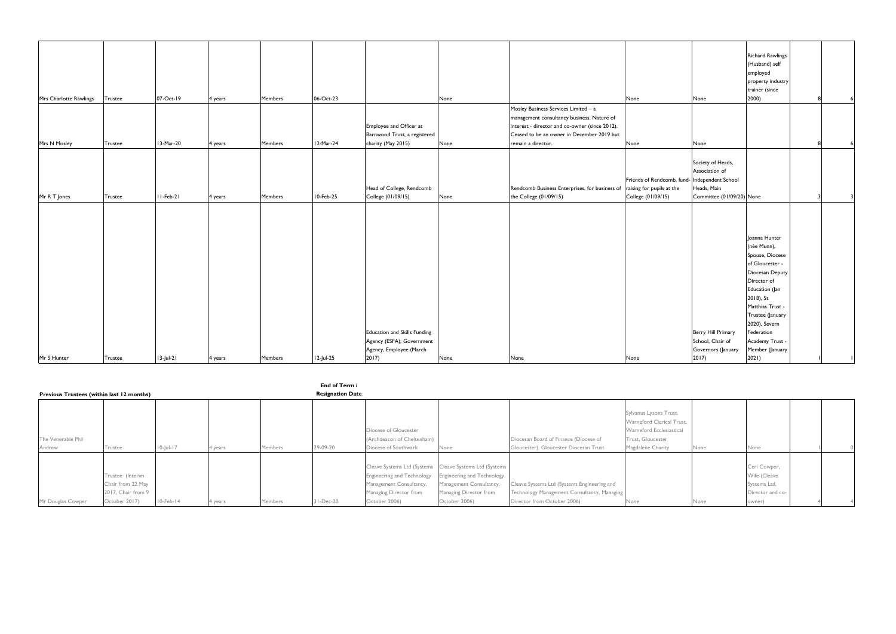| | | | | | | | | | | | | | |
|---|---|---|---|---|---|---|---|---|---|---|---|---|---|
| Mrs Charlotte Rawlings | Trustee | 07-Oct-19 | 4 years | Members | 06-Oct-23 | | None | | None | None | Richard Rawlings (Husband) self employed property industry trainer (since 2000) | 8 | 6 |
| Mrs N Mosley | Trustee | 13-Mar-20 | 4 years | Members | 12-Mar-24 | Employee and Officer at Barnwood Trust, a registered charity (May 2015) | None | Mosley Business Services Limited – a management consultancy business. Nature of interest - director and co-owner (since 2012). Ceased to be an owner in December 2019 but remain a director. | None | None | | 8 | 6 |
| Mr R T Jones | Trustee | 11-Feb-21 | 4 years | Members | 10-Feb-25 | Head of College, Rendcomb College (01/09/15) | None | Rendcomb Business Enterprises, for business of the College (01/09/15) | Friends of Rendcomb, fund-raising for pupils at the College (01/09/15) | Society of Heads, Association of Independent School Heads, Main Committee (01/09/20) | None | 3 | 3 |
| Mr S Hunter | Trustee | 13-Jul-21 | 4 years | Members | 12-Jul-25 | Education and Skills Funding Agency (ESFA), Government Agency, Employee (March 2017) | None | None | None | Berry Hill Primary School, Chair of Governors (January 2017) | Joanna Hunter (née Munn), Spouse, Diocese of Gloucester - Diocesan Deputy Director of Education (Jan 2018), St Matthias Trust - Trustee (January 2020), Severn Federation Academy Trust - Member (January 2021) | 1 | 1 |

| Previous Trustees (within last 12 months) | | | | | End of Term / Resignation Date | | | | | | | | |
|---|---|---|---|---|---|---|---|---|---|---|---|---|---|
| The Venerable Phil Andrew | Trustee | 10-Jul-17 | 4 years | Members | 29-09-20 | Diocese of Gloucester (Archdeacon of Cheltenham) Diocese of Southwark | None | Diocesan Board of Finance (Diocese of Gloucester), Gloucester Diocesan Trust | Sylvanus Lysons Trust, Warneford Clerical Trust, Warneford Ecclesiastical Trust, Gloucester Magdalene Charity | None | None | 1 | 0 |
| Mr Douglas Cowper | Trustee (Interim Chair from 22 May 2017, Chair from 9 October 2017) | 10-Feb-14 | 4 years | Members | 31-Dec-20 | Cleave Systems Ltd (Systems Engineering and Technology Management Consultancy, Managing Director from October 2006) | Cleave Systems Ltd (Systems Engineering and Technology Management Consultancy, Managing Director from October 2006) | Cleave Systems Ltd (Systems Engineering and Technology Management Consultancy, Managing Director from October 2006) | None | None | Ceri Cowper, Wife (Cleave Systems Ltd, Director and co-owner) | 4 | 4 |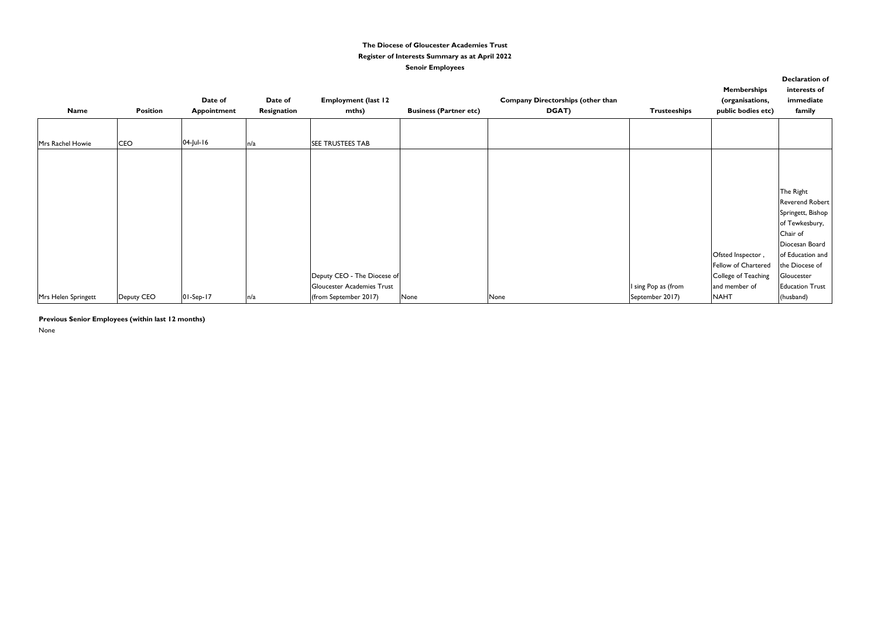**The Diocese of Gloucester Academies Trust**

**Register of Interests Summary as at April 2022**

**Senoir Employees**

| Name | Position | Date of Appointment | Date of Resignation | Employment (last 12 mths) | Business (Partner etc) | Company Directorships (other than DGAT) | Trusteeships | Memberships (organisations, public bodies etc) | Declaration of interests of immediate family |
|---|---|---|---|---|---|---|---|---|---|
| Mrs Rachel Howie | CEO | 04-Jul-16 | n/a | SEE TRUSTEES TAB | | | | | |
| Mrs Helen Springett | Deputy CEO | 01-Sep-17 | n/a | Deputy CEO - The Diocese of Gloucester Academies Trust (from September 2017) | None | None | I sing Pop as (from September 2017) | Ofsted Inspector , Fellow of Chartered College of Teaching and member of NAHT | The Right Reverend Robert Springett, Bishop of Tewkesbury, Chair of Diocesan Board of Education and the Diocese of Gloucester Education Trust (husband) |

**Previous Senior Employees (within last 12 months)**

None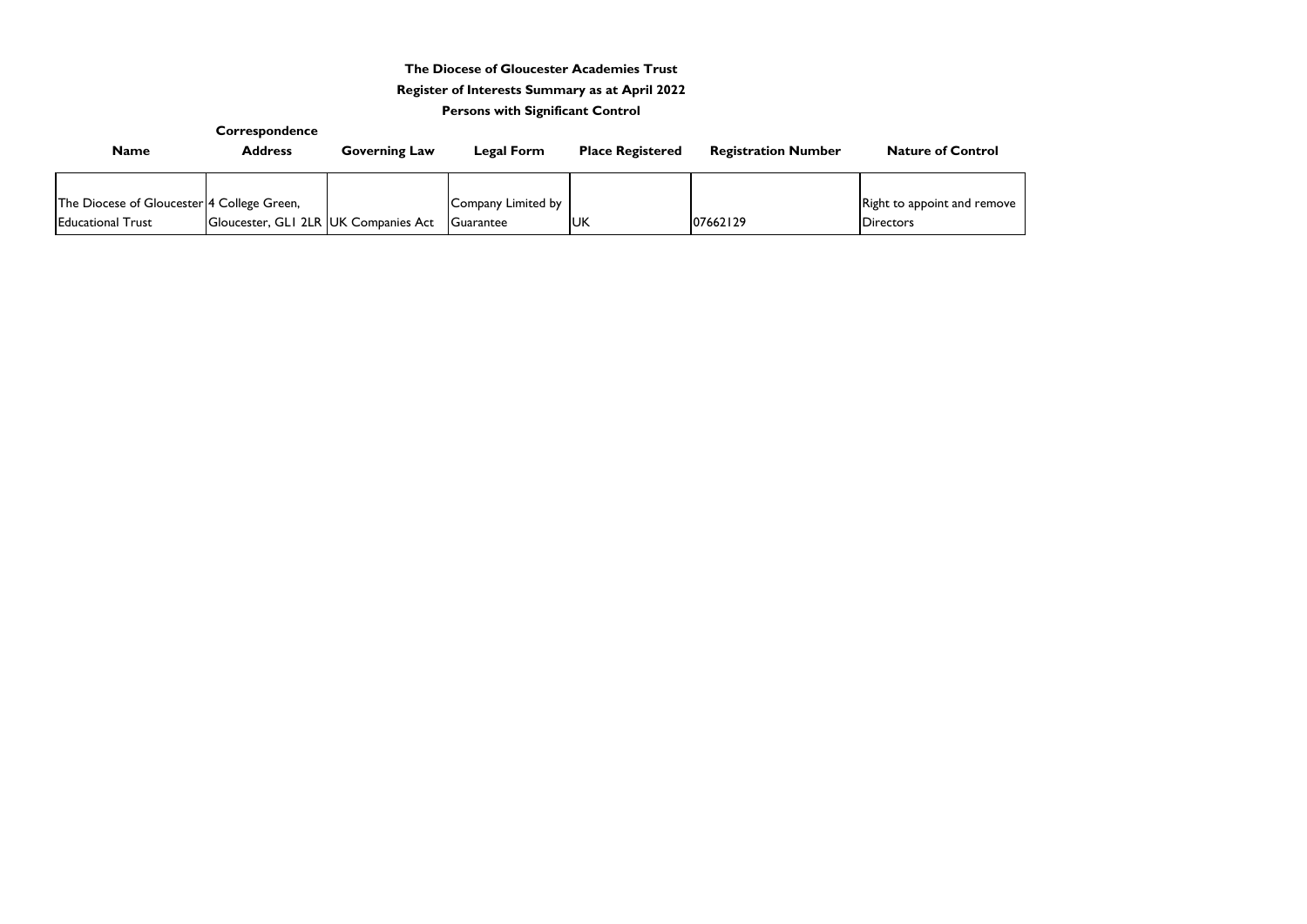**The Diocese of Gloucester Academies Trust**

**Register of Interests Summary as at April 2022**

**Persons with Significant Control**

| Name | Correspondence Address | Governing Law | Legal Form | Place Registered | Registration Number | Nature of Control |
|---|---|---|---|---|---|---|
| The Diocese of Gloucester Educational Trust | 4 College Green, Gloucester, GL1 2LR | UK Companies Act | Company Limited by Guarantee | UK | 07662129 | Right to appoint and remove Directors |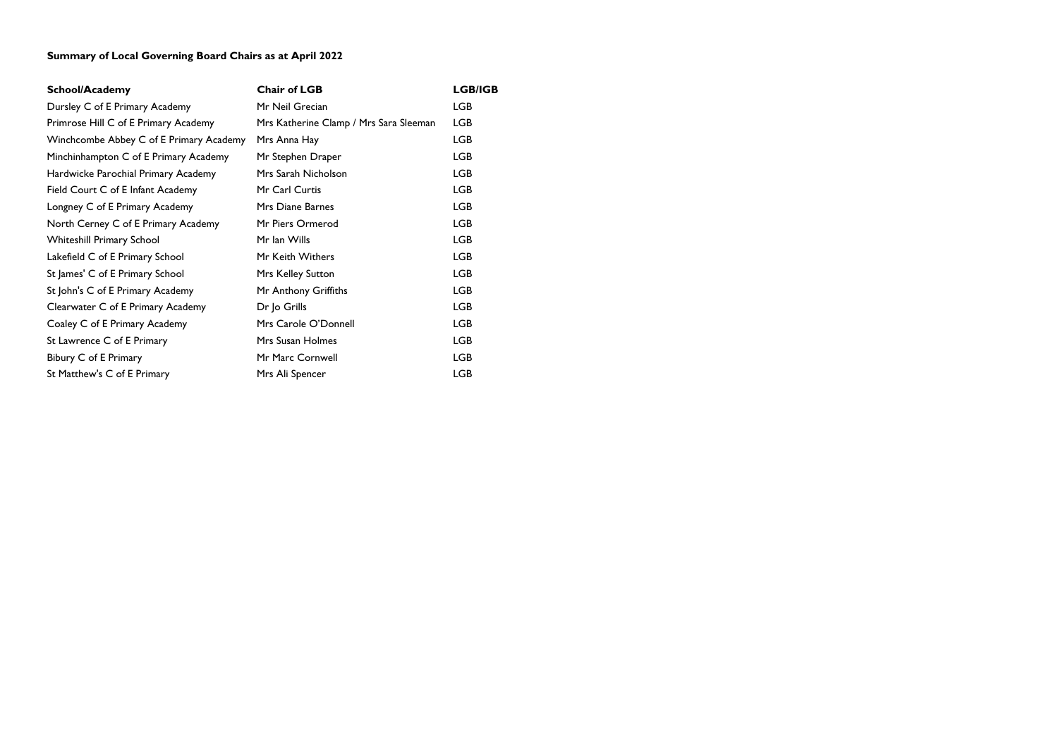**Summary of Local Governing Board Chairs as at April 2022**

| School/Academy | Chair of LGB | LGB/IGB |
|---|---|---|
| Dursley C of E Primary Academy | Mr Neil Grecian | LGB |
| Primrose Hill C of E Primary Academy | Mrs Katherine Clamp / Mrs Sara Sleeman | LGB |
| Winchcombe Abbey C of E Primary Academy | Mrs Anna Hay | LGB |
| Minchinhampton C of E Primary Academy | Mr Stephen Draper | LGB |
| Hardwicke Parochial Primary Academy | Mrs Sarah Nicholson | LGB |
| Field Court C of E Infant Academy | Mr Carl Curtis | LGB |
| Longney C of E Primary Academy | Mrs Diane Barnes | LGB |
| North Cerney C of E Primary Academy | Mr Piers Ormerod | LGB |
| Whiteshill Primary School | Mr Ian Wills | LGB |
| Lakefield C of E Primary School | Mr Keith Withers | LGB |
| St James' C of E Primary School | Mrs Kelley Sutton | LGB |
| St John's C of E Primary Academy | Mr Anthony Griffiths | LGB |
| Clearwater C of E Primary Academy | Dr Jo Grills | LGB |
| Coaley C of E Primary Academy | Mrs Carole O'Donnell | LGB |
| St Lawrence C of E Primary | Mrs Susan Holmes | LGB |
| Bibury C of E Primary | Mr Marc Cornwell | LGB |
| St Matthew's C of E Primary | Mrs Ali Spencer | LGB |